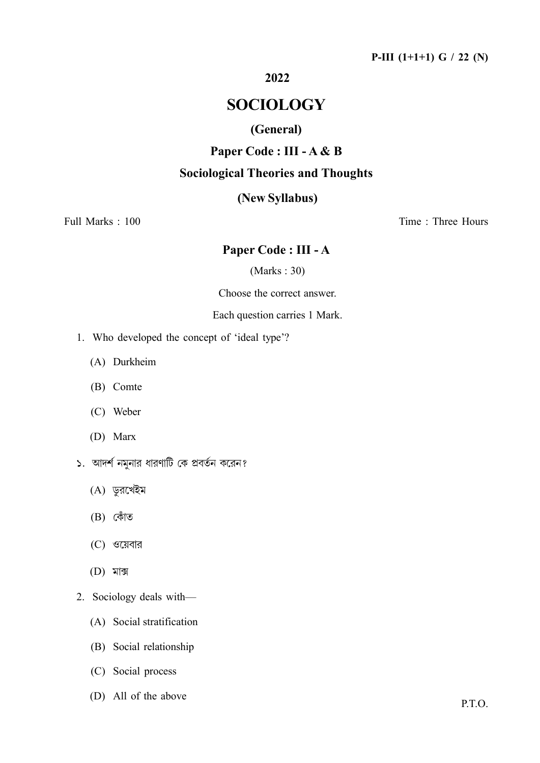P-III (1+1+1) G / 22 (N)

**2022**

# SOCIOLOGY

## (General)

## Paper Code : III - A & B

## Sociological Theories and Thoughts

### (New Syllabus)

Full Marks : 100 Time : Three Hours

## Paper Code : III - A

(Marks : 30)

Choose the correct answer.

Each question carries 1 Mark.

1. Who developed the concept of 'ideal type'?
   (A) Durkheim
   (B) Comte
   (C) Weber
   (D) Marx

১. আদর্শ নমুনার ধারণাটি কে প্রবর্তন করেন?
   (A) ডুরখেইম
   (B) কোঁত
   (C) ওয়েবার
   (D) মার্ক্স

2. Sociology deals with—
   (A) Social stratification
   (B) Social relationship
   (C) Social process
   (D) All of the above

P.T.O.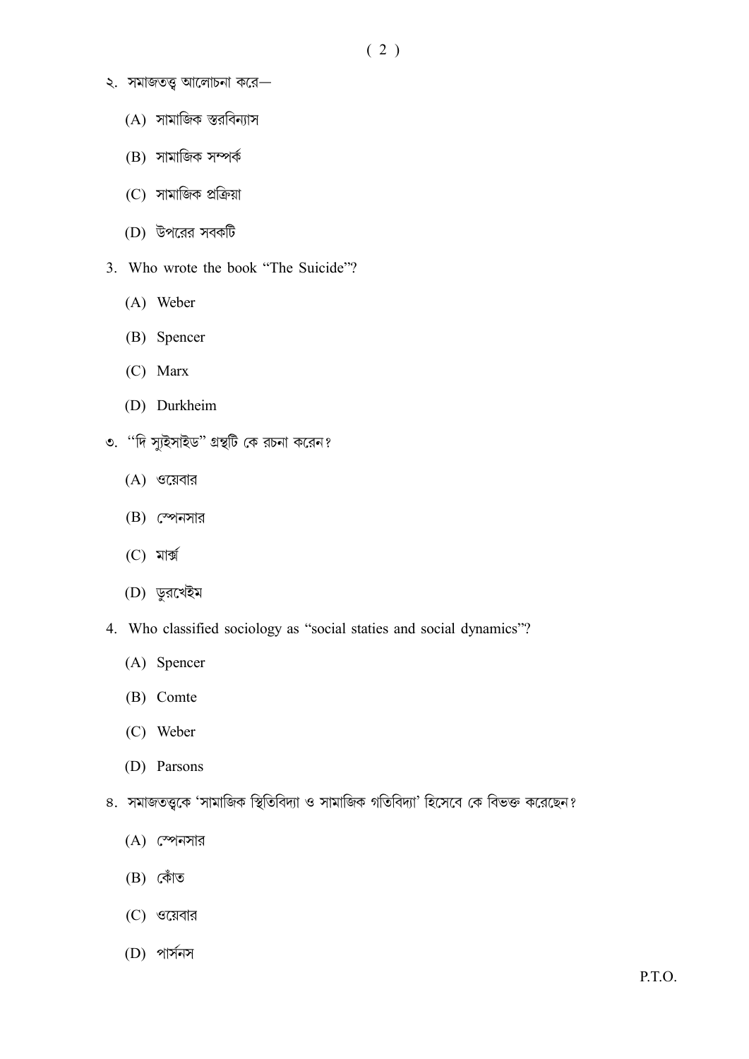২. সমাজতত্ত্ব আলোচনা করে—

(A) সামাজিক স্তরবিন্যাস

(B) সামাজিক সম্পর্ক

(C) সামাজিক প্রক্রিয়া

(D) উপরের সবকটি

3. Who wrote the book "The Suicide"?

(A) Weber

(B) Spencer

(C) Marx

(D) Durkheim

৩. "দি স্যুইসাইড" গ্রন্থটি কে রচনা করেন?

(A) ওয়েবার

(B) স্পেনসার

(C) মার্ক্স

(D) ডুরখেইম

4. Who classified sociology as "social staties and social dynamics"?

(A) Spencer

(B) Comte

(C) Weber

(D) Parsons

৪. সমাজতত্ত্বকে 'সামাজিক স্থিতিবিদ্যা ও সামাজিক গতিবিদ্যা' হিসেবে কে বিভক্ত করেছেন?

(A) স্পেনসার

(B) কোঁত

(C) ওয়েবার

(D) পার্সনস

P.T.O.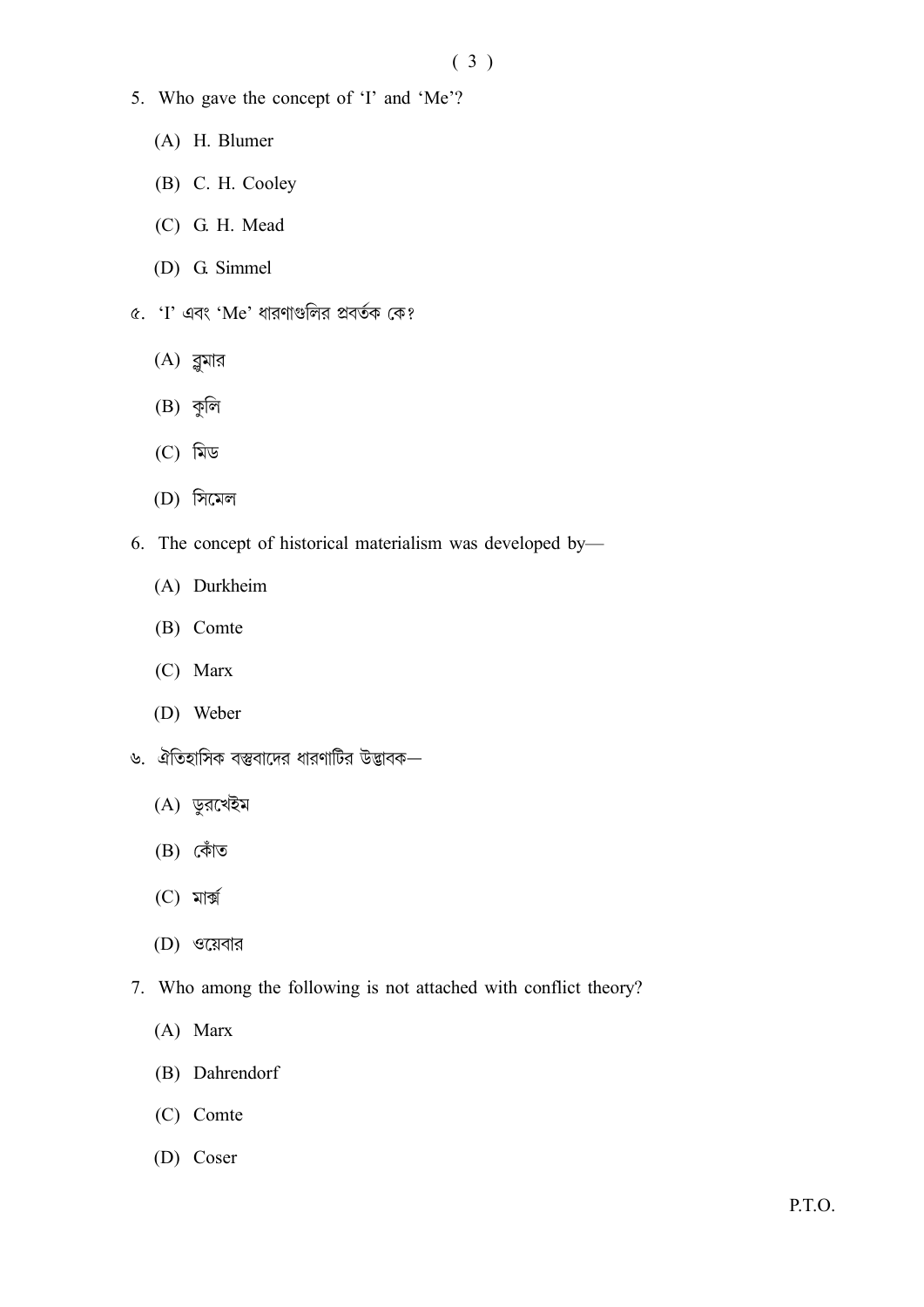5. Who gave the concept of 'I' and 'Me'?

   (A) H. Blumer

   (B) C. H. Cooley

   (C) G. H. Mead

   (D) G. Simmel

৫. 'I' এবং 'Me' ধারণাগুলির প্রবর্তক কে?

   (A) ব্লুমার

   (B) কুলি

   (C) মিড

   (D) সিমেল

6. The concept of historical materialism was developed by—

   (A) Durkheim

   (B) Comte

   (C) Marx

   (D) Weber

৬. ঐতিহাসিক বস্তুবাদের ধারণাটির উদ্ভাবক—

   (A) ডুরখেইম

   (B) কোঁত

   (C) মার্ক্স

   (D) ওয়েবার

7. Who among the following is not attached with conflict theory?

   (A) Marx

   (B) Dahrendorf

   (C) Comte

   (D) Coser

P.T.O.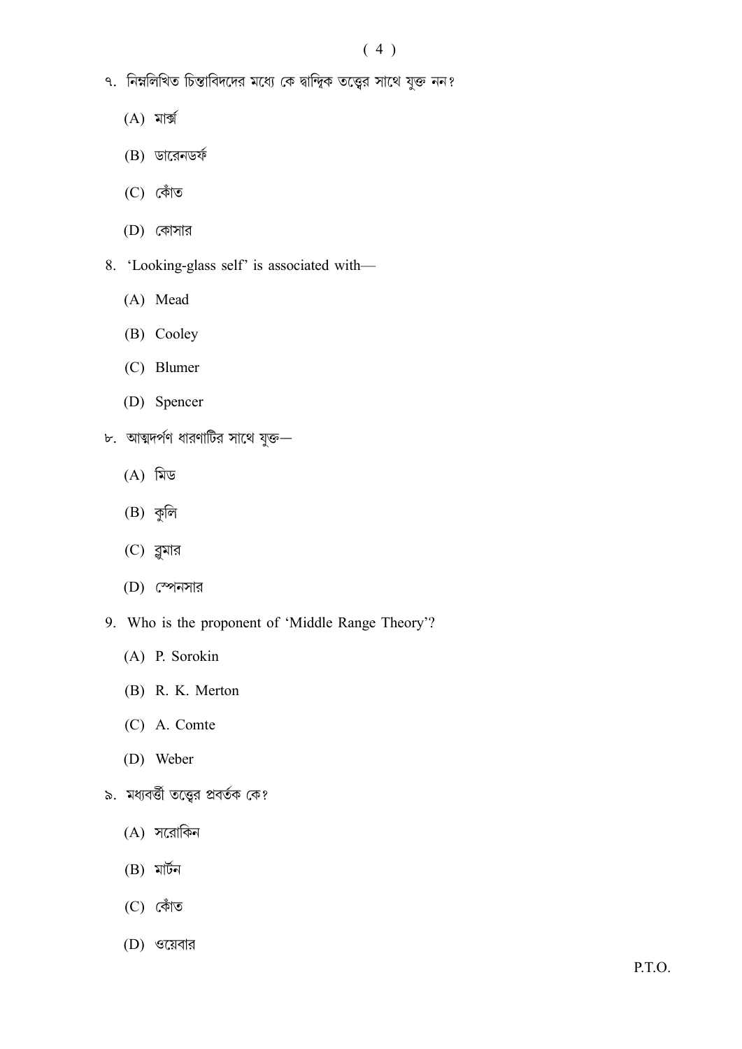৭. নিম্নলিখিত চিন্তাবিদদের মধ্যে কে দ্বান্দ্বিক তত্ত্বের সাথে যুক্ত নন?

(A) মার্ক্স

(B) ডারেনডর্ফ

(C) কোঁত

(D) কোসার

8. 'Looking-glass self' is associated with—

(A) Mead

(B) Cooley

(C) Blumer

(D) Spencer

৮. আত্মদর্পণ ধারণাটির সাথে যুক্ত—

(A) মিড

(B) কুলি

(C) ব্লুমার

(D) স্পেনসার

9. Who is the proponent of 'Middle Range Theory'?

(A) P. Sorokin

(B) R. K. Merton

(C) A. Comte

(D) Weber

৯. মধ্যবর্তী তত্ত্বের প্রবর্তক কে?

(A) সরোকিন

(B) মার্টন

(C) কোঁত

(D) ওয়েবার

P.T.O.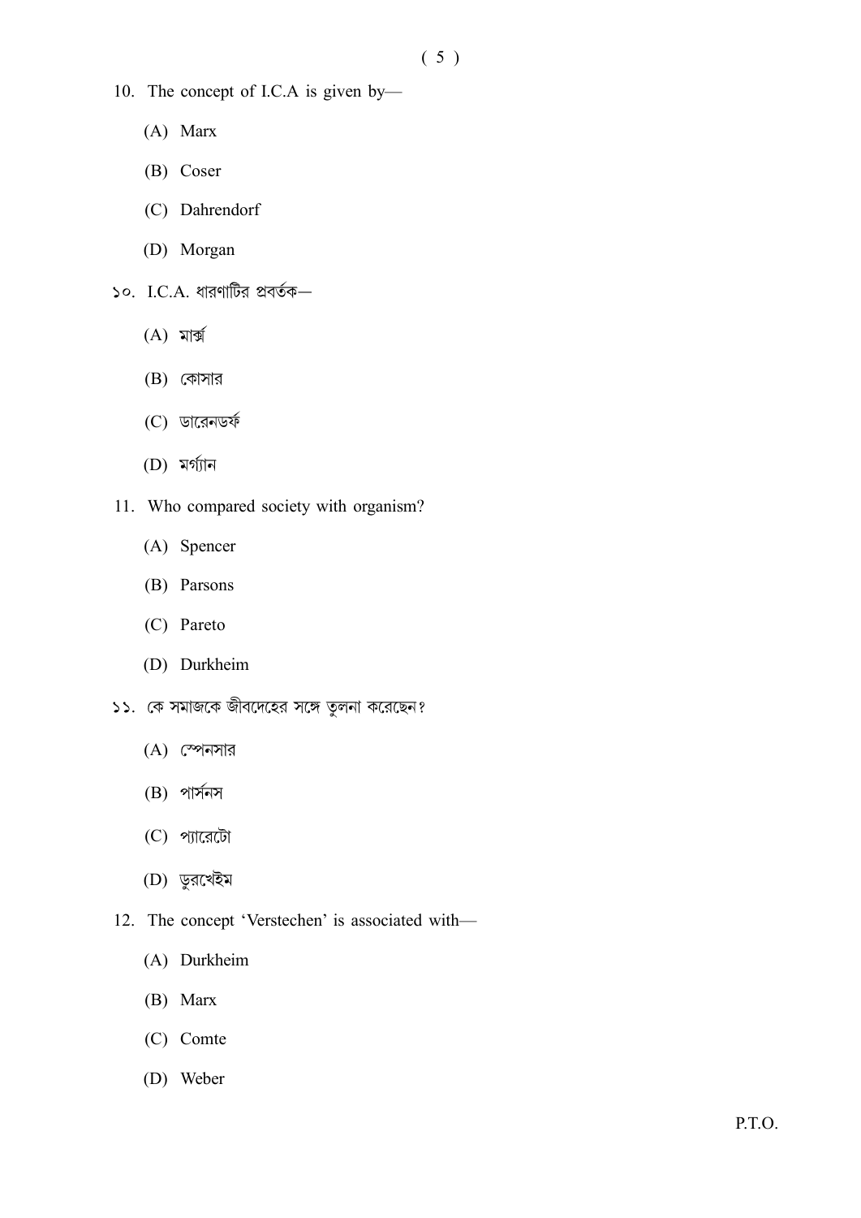10. The concept of I.C.A is given by—

    (A) Marx

    (B) Coser

    (C) Dahrendorf

    (D) Morgan

১০. I.C.A. ধারণাটির প্রবর্তক—

    (A) মার্ক্স

    (B) কোসার

    (C) ডারেনডর্ফ

    (D) মর্গ্যান

11. Who compared society with organism?

    (A) Spencer

    (B) Parsons

    (C) Pareto

    (D) Durkheim

১১. কে সমাজকে জীবদেহের সঙ্গে তুলনা করেছেন?

    (A) স্পেনসার

    (B) পার্সনস

    (C) প্যারেটো

    (D) ডুরখেইম

12. The concept 'Verstechen' is associated with—

    (A) Durkheim

    (B) Marx

    (C) Comte

    (D) Weber

P.T.O.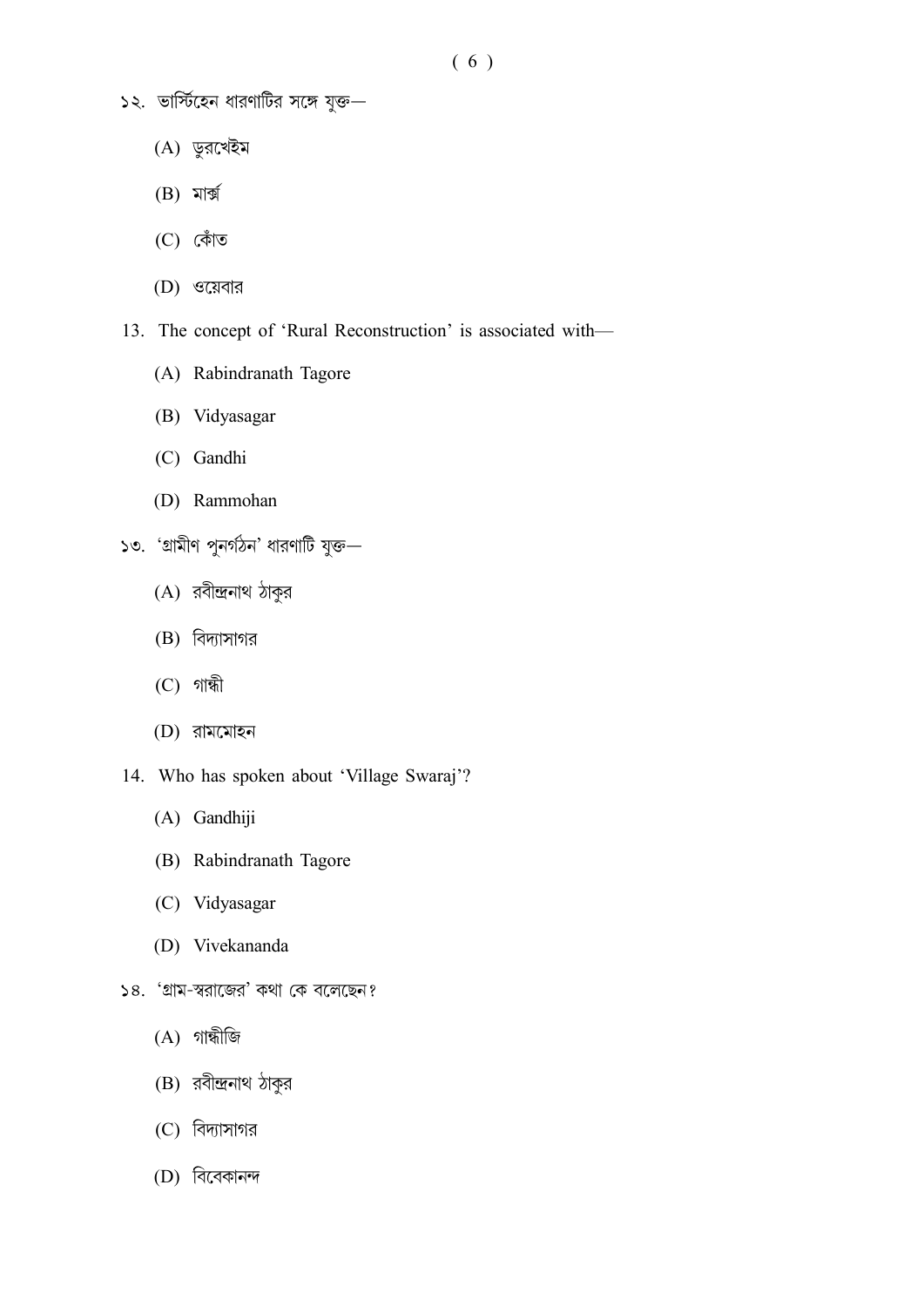১২. ভার্স্টিহেন ধারণাটির সঙ্গে যুক্ত—

(A) ডুরখেইম

(B) মার্ক্স

(C) কোঁত

(D) ওয়েবার

13. The concept of 'Rural Reconstruction' is associated with—

(A) Rabindranath Tagore

(B) Vidyasagar

(C) Gandhi

(D) Rammohan

১৩. 'গ্রামীণ পুনর্গঠন' ধারণাটি যুক্ত—

(A) রবীন্দ্রনাথ ঠাকুর

(B) বিদ্যাসাগর

(C) গান্ধী

(D) রামমোহন

14. Who has spoken about 'Village Swaraj'?

(A) Gandhiji

(B) Rabindranath Tagore

(C) Vidyasagar

(D) Vivekananda

১৪. 'গ্রাম-স্বরাজের' কথা কে বলেছেন?

(A) গান্ধীজি

(B) রবীন্দ্রনাথ ঠাকুর

(C) বিদ্যাসাগর

(D) বিবেকানন্দ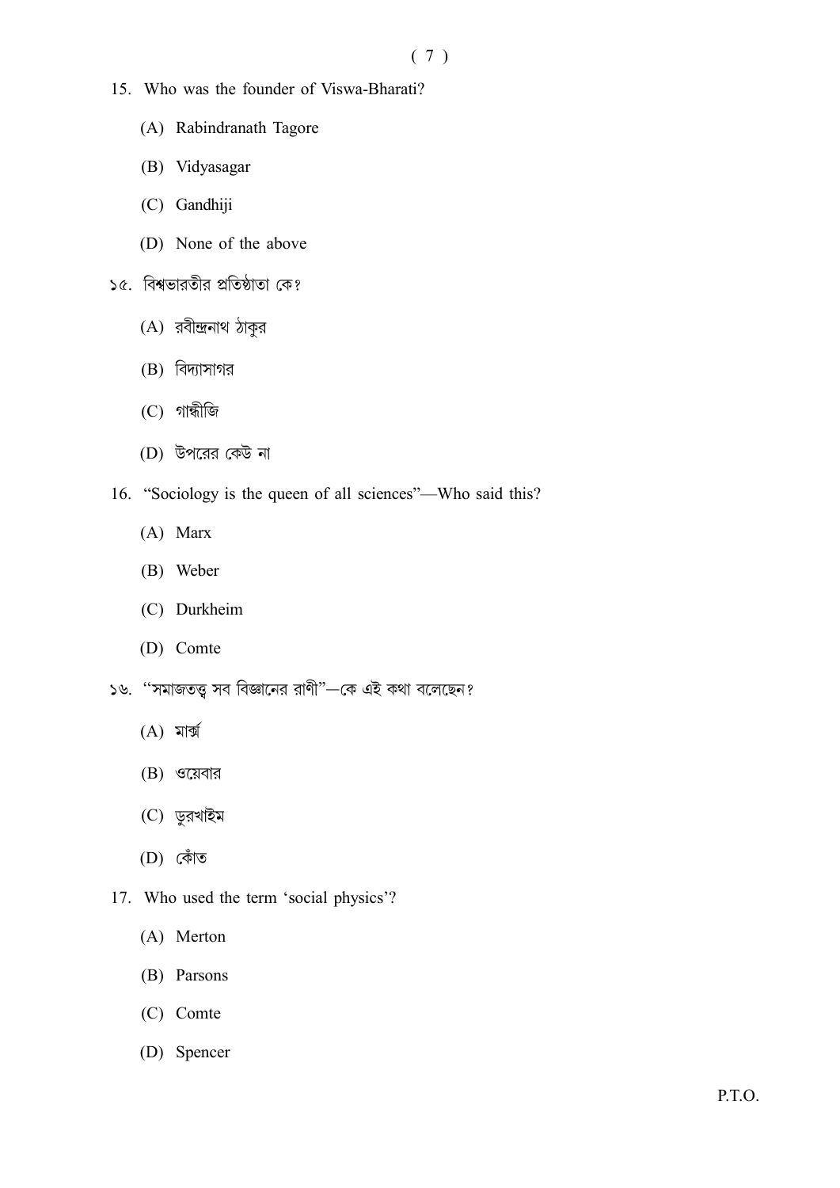15. Who was the founder of Viswa-Bharati?

    (A) Rabindranath Tagore

    (B) Vidyasagar

    (C) Gandhiji

    (D) None of the above

১৫. বিশ্বভারতীর প্রতিষ্ঠাতা কে?

    (A) রবীন্দ্রনাথ ঠাকুর

    (B) বিদ্যাসাগর

    (C) গান্ধীজি

    (D) উপরের কেউ না

16. "Sociology is the queen of all sciences"—Who said this?

    (A) Marx

    (B) Weber

    (C) Durkheim

    (D) Comte

১৬. "সমাজতত্ত্ব সব বিজ্ঞানের রাণী"—কে এই কথা বলেছেন?

    (A) মার্ক্স

    (B) ওয়েবার

    (C) ডুরখাইম

    (D) কোঁত

17. Who used the term 'social physics'?

    (A) Merton

    (B) Parsons

    (C) Comte

    (D) Spencer

P.T.O.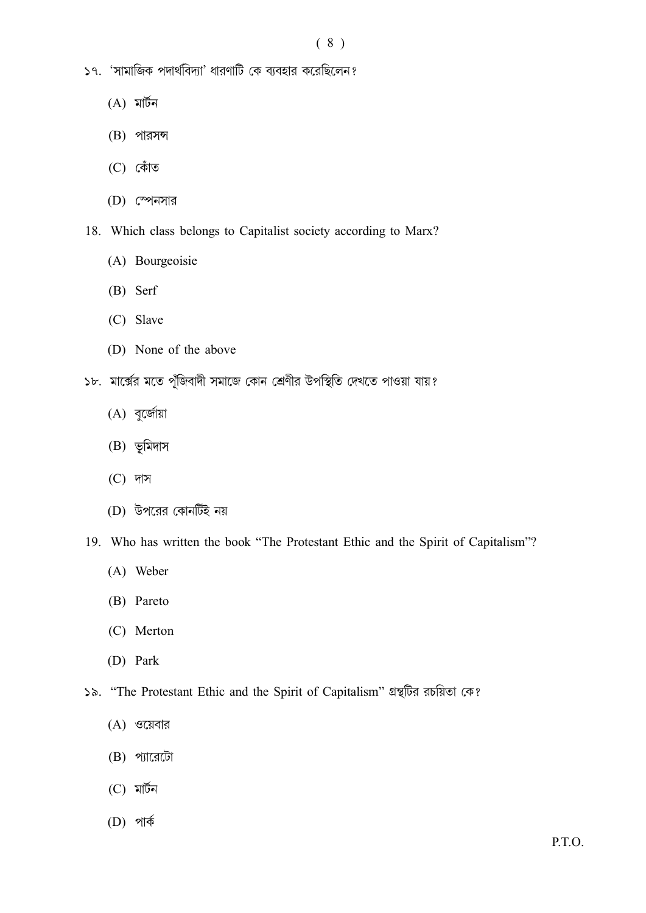১৭. 'সামাজিক পদার্থবিদ্যা' ধারণাটি কে ব্যবহার করেছিলেন?

(A) মার্টন

(B) পারসন্স

(C) কোঁত

(D) স্পেনসার

18. Which class belongs to Capitalist society according to Marx?

(A) Bourgeoisie

(B) Serf

(C) Slave

(D) None of the above

১৮. মার্ক্সের মতে পুঁজিবাদী সমাজে কোন শ্রেণীর উপস্থিতি দেখতে পাওয়া যায়?

(A) বুর্জোয়া

(B) ভূমিদাস

(C) দাস

(D) উপরের কোনটিই নয়

19. Who has written the book "The Protestant Ethic and the Spirit of Capitalism"?

(A) Weber

(B) Pareto

(C) Merton

(D) Park

১৯. "The Protestant Ethic and the Spirit of Capitalism" গ্রন্থটির রচয়িতা কে?

(A) ওয়েবার

(B) প্যারেটো

(C) মার্টন

(D) পার্ক

P.T.O.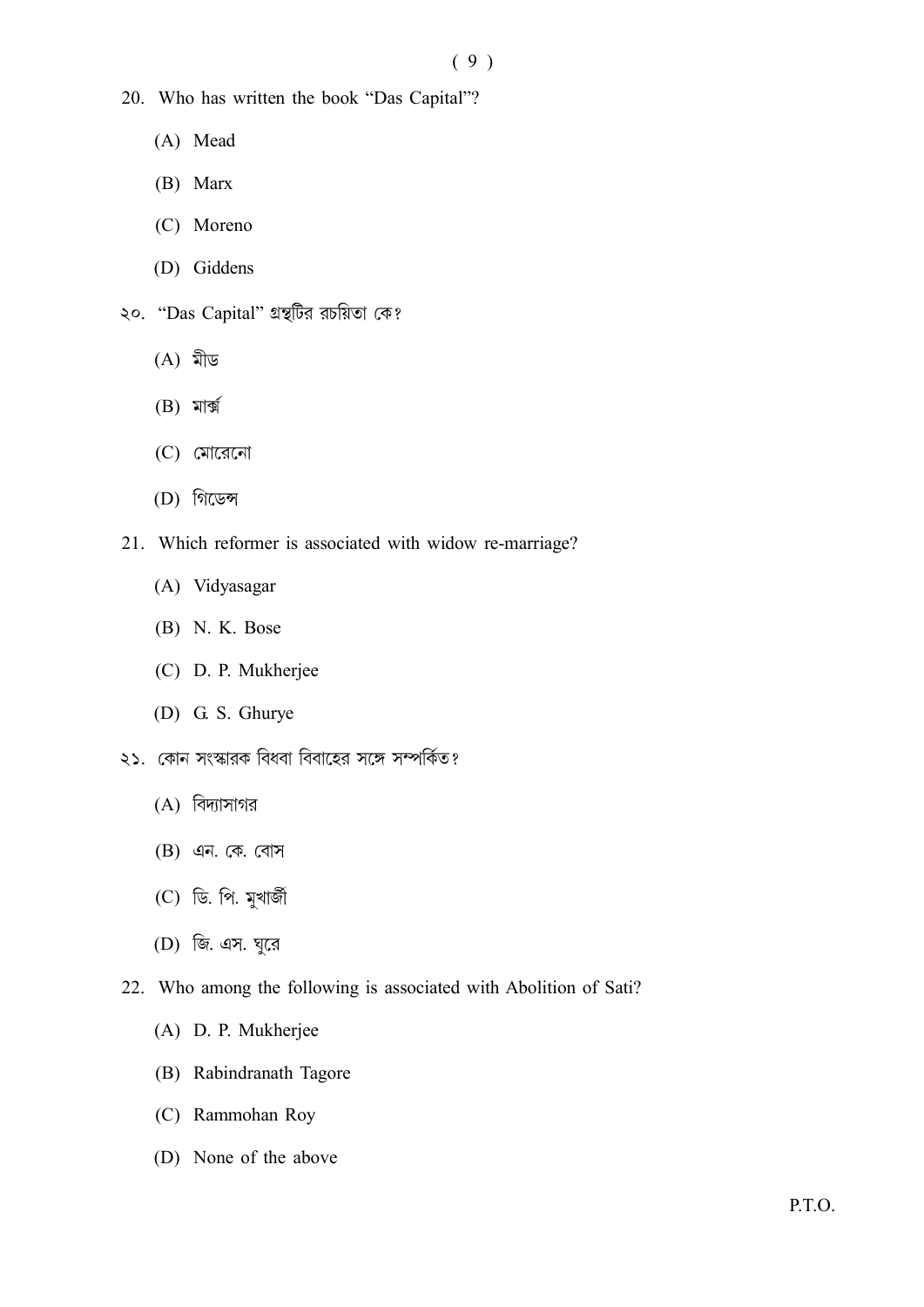20. Who has written the book "Das Capital"?

    (A) Mead

    (B) Marx

    (C) Moreno

    (D) Giddens

২০. "Das Capital" গ্রন্থটির রচয়িতা কে?

    (A) মীড

    (B) মার্ক্স

    (C) মোরেনো

    (D) গিডেন্স

21. Which reformer is associated with widow re-marriage?

    (A) Vidyasagar

    (B) N. K. Bose

    (C) D. P. Mukherjee

    (D) G. S. Ghurye

২১. কোন সংস্কারক বিধবা বিবাহের সঙ্গে সম্পর্কিত?

    (A) বিদ্যাসাগর

    (B) এন. কে. বোস

    (C) ডি. পি. মুখার্জী

    (D) জি. এস. ঘুরে

22. Who among the following is associated with Abolition of Sati?

    (A) D. P. Mukherjee

    (B) Rabindranath Tagore

    (C) Rammohan Roy

    (D) None of the above

P.T.O.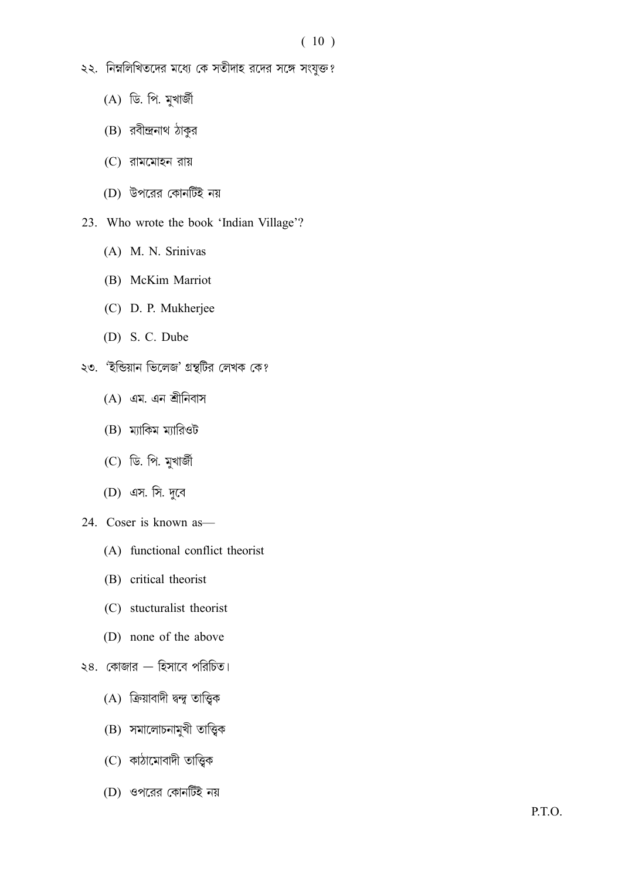২২. নিম্নলিখিতদের মধ্যে কে সতীদাহ রদের সঙ্গে সংযুক্ত?

(A) ডি. পি. মুখার্জী

(B) রবীন্দ্রনাথ ঠাকুর

(C) রামমোহন রায়

(D) উপরের কোনটিই নয়

23. Who wrote the book 'Indian Village'?

(A) M. N. Srinivas

(B) McKim Marriot

(C) D. P. Mukherjee

(D) S. C. Dube

২৩. 'ইন্ডিয়ান ভিলেজ' গ্রন্থটির লেখক কে?

(A) এম. এন শ্রীনিবাস

(B) ম্যাকিম ম্যারিওট

(C) ডি. পি. মুখার্জী

(D) এস. সি. দুবে

24. Coser is known as—

(A) functional conflict theorist

(B) critical theorist

(C) stucturalist theorist

(D) none of the above

২৪. কোজার — হিসাবে পরিচিত।

(A) ক্রিয়াবাদী দ্বন্দ্ব তাত্ত্বিক

(B) সমালোচনামুখী তাত্ত্বিক

(C) কাঠামোবাদী তাত্ত্বিক

(D) ওপরের কোনটিই নয়

P.T.O.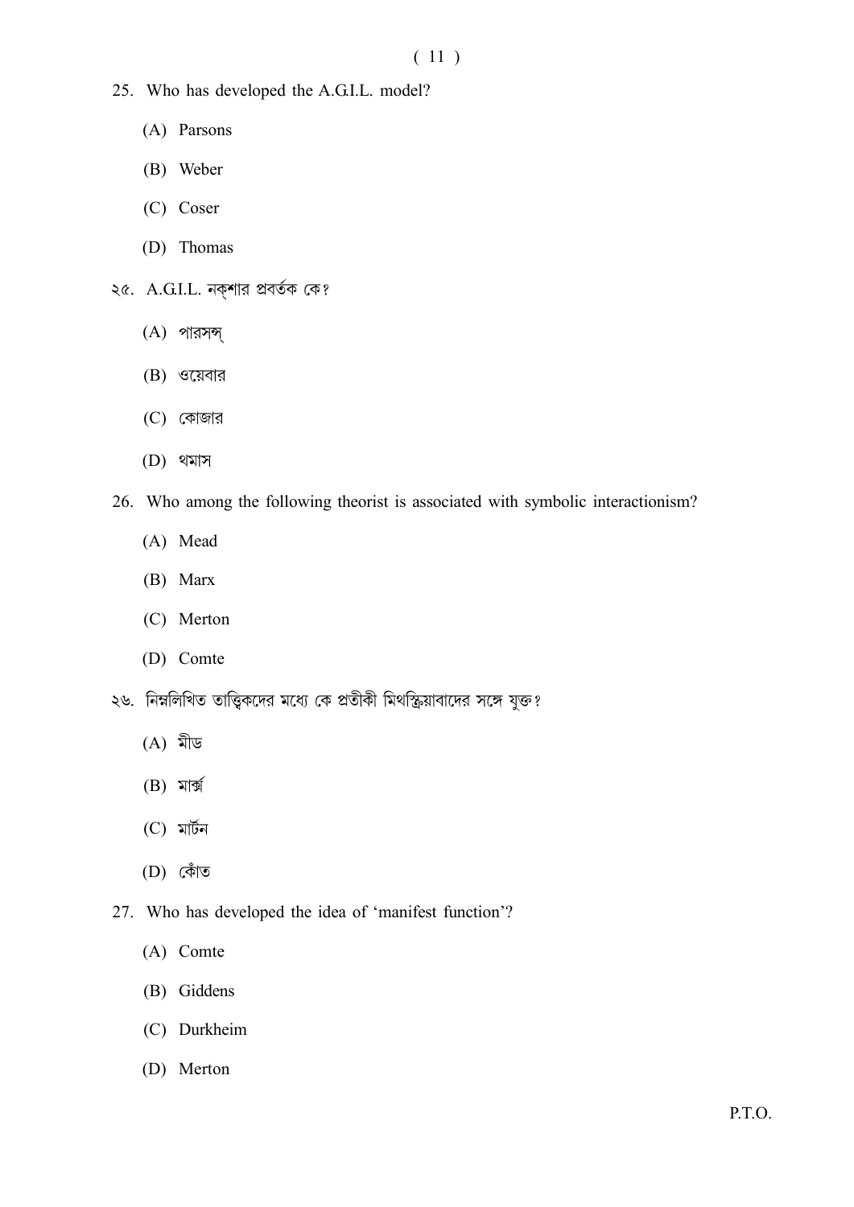25. Who has developed the A.G.I.L. model?

    (A) Parsons

    (B) Weber

    (C) Coser

    (D) Thomas

২৫. A.G.I.L. নক্‌শার প্রবর্তক কে?

    (A) পারসন্স্

    (B) ওয়েবার

    (C) কোজার

    (D) থমাস

26. Who among the following theorist is associated with symbolic interactionism?

    (A) Mead

    (B) Marx

    (C) Merton

    (D) Comte

২৬. নিম্নলিখিত তাত্ত্বিকদের মধ্যে কে প্রতীকী মিথস্ক্রিয়াবাদের সঙ্গে যুক্ত?

    (A) মীড

    (B) মার্ক্স

    (C) মার্টন

    (D) কোঁত

27. Who has developed the idea of 'manifest function'?

    (A) Comte

    (B) Giddens

    (C) Durkheim

    (D) Merton

P.T.O.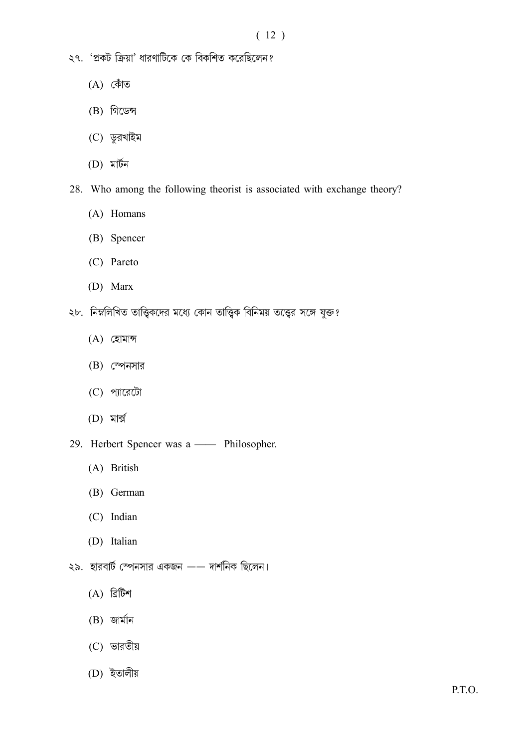২৭. 'প্রকট ক্রিয়া' ধারণাটিকে কে বিকশিত করেছিলেন?

(A) কোঁত

(B) গিডেন্স

(C) ডুরখাইম

(D) মার্টন

28. Who among the following theorist is associated with exchange theory?

(A) Homans

(B) Spencer

(C) Pareto

(D) Marx

২৮. নিম্নলিখিত তাত্ত্বিকদের মধ্যে কোন তাত্ত্বিক বিনিময় তত্ত্বের সঙ্গে যুক্ত?

(A) হোমান্স

(B) স্পেনসার

(C) প্যারেটো

(D) মার্ক্স

29. Herbert Spencer was a —— Philosopher.

(A) British

(B) German

(C) Indian

(D) Italian

২৯. হারবার্ট স্পেনসার একজন —— দার্শনিক ছিলেন।

(A) ব্রিটিশ

(B) জার্মান

(C) ভারতীয়

(D) ইতালীয়

P.T.O.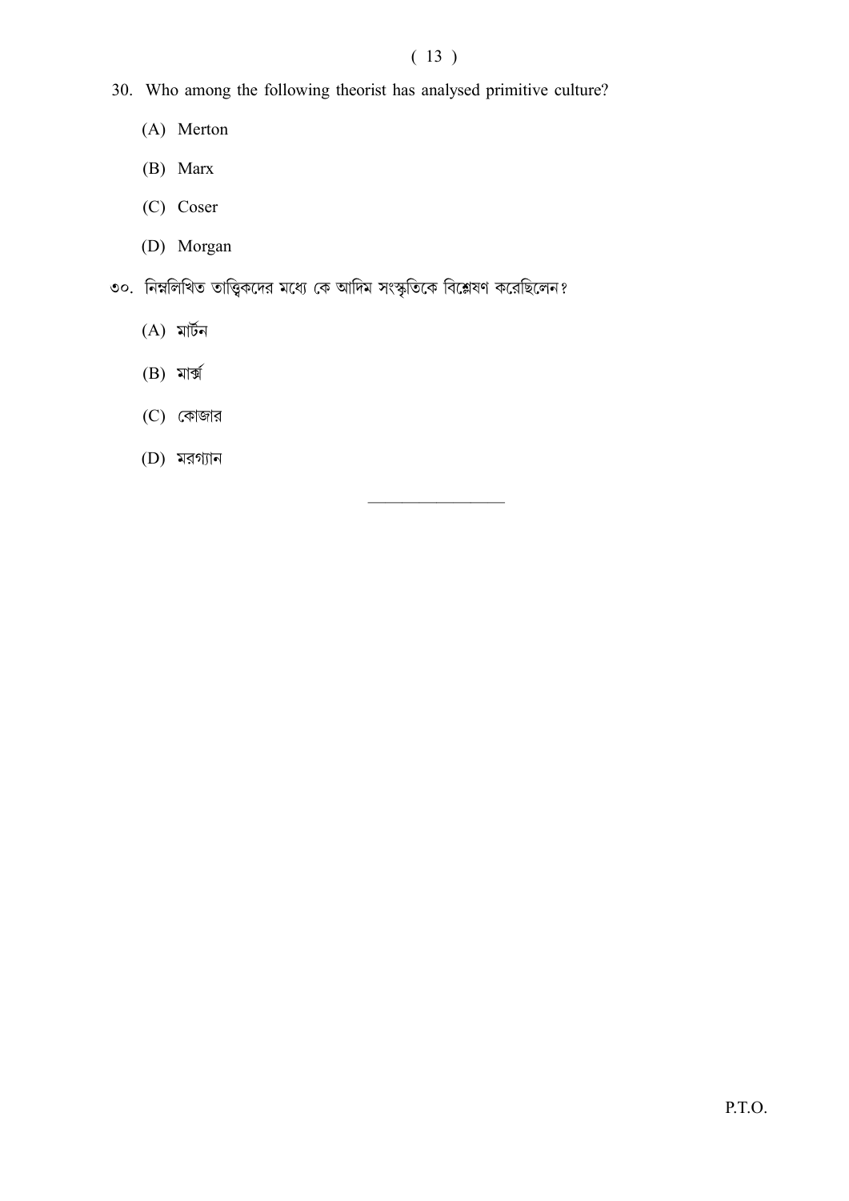30. Who among the following theorist has analysed primitive culture?

    (A) Merton

    (B) Marx

    (C) Coser

    (D) Morgan

৩০. নিম্নলিখিত তাত্ত্বিকদের মধ্যে কে আদিম সংস্কৃতিকে বিশ্লেষণ করেছিলেন?

    (A) মার্টন

    (B) মার্ক্স

    (C) কোজার

    (D) মরগ্যান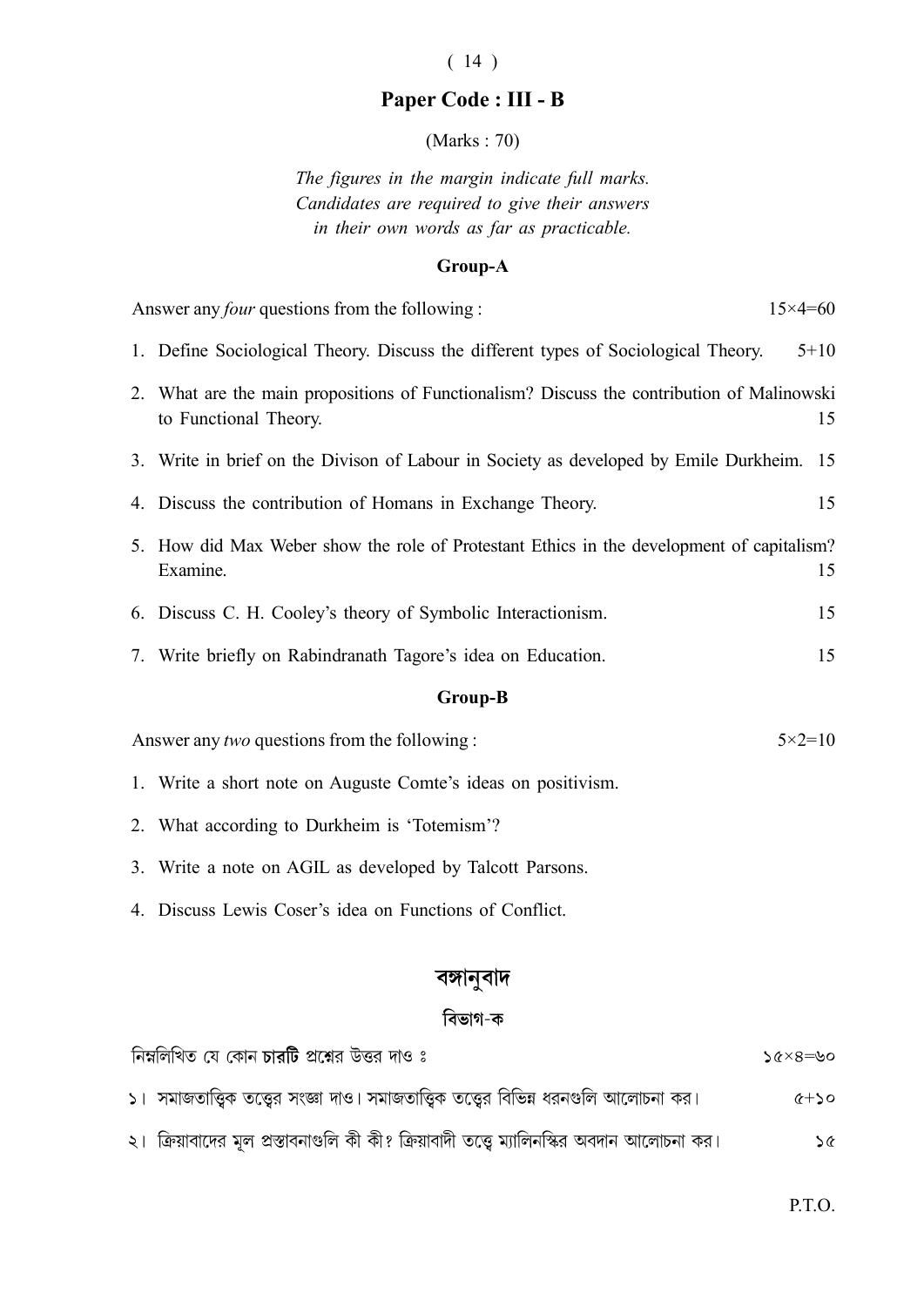## Paper Code : III - B

(Marks : 70)

*The figures in the margin indicate full marks.*
*Candidates are required to give their answers in their own words as far as practicable.*

### Group-A

Answer any *four* questions from the following : 15×4=60

1. Define Sociological Theory. Discuss the different types of Sociological Theory. 5+10

2. What are the main propositions of Functionalism? Discuss the contribution of Malinowski to Functional Theory. 15

3. Write in brief on the Divison of Labour in Society as developed by Emile Durkheim. 15

4. Discuss the contribution of Homans in Exchange Theory. 15

5. How did Max Weber show the role of Protestant Ethics in the development of capitalism? Examine. 15

6. Discuss C. H. Cooley's theory of Symbolic Interactionism. 15

7. Write briefly on Rabindranath Tagore's idea on Education. 15

### Group-B

Answer any *two* questions from the following : 5×2=10

1. Write a short note on Auguste Comte's ideas on positivism.

2. What according to Durkheim is 'Totemism'?

3. Write a note on AGIL as developed by Talcott Parsons.

4. Discuss Lewis Coser's idea on Functions of Conflict.

## বঙ্গানুবাদ

### বিভাগ-ক

নিম্নলিখিত যে কোন **চারটি** প্রশ্নের উত্তর দাও ঃ ১৫×৪=৬০

১। সমাজতাত্ত্বিক তত্ত্বের সংজ্ঞা দাও। সমাজতাত্ত্বিক তত্ত্বের বিভিন্ন ধরনগুলি আলোচনা কর। ৫+১০

২। ক্রিয়াবাদের মূল প্রস্তাবনাগুলি কী কী? ক্রিয়াবাদী তত্ত্বে ম্যালিনস্কির অবদান আলোচনা কর। ১৫

P.T.O.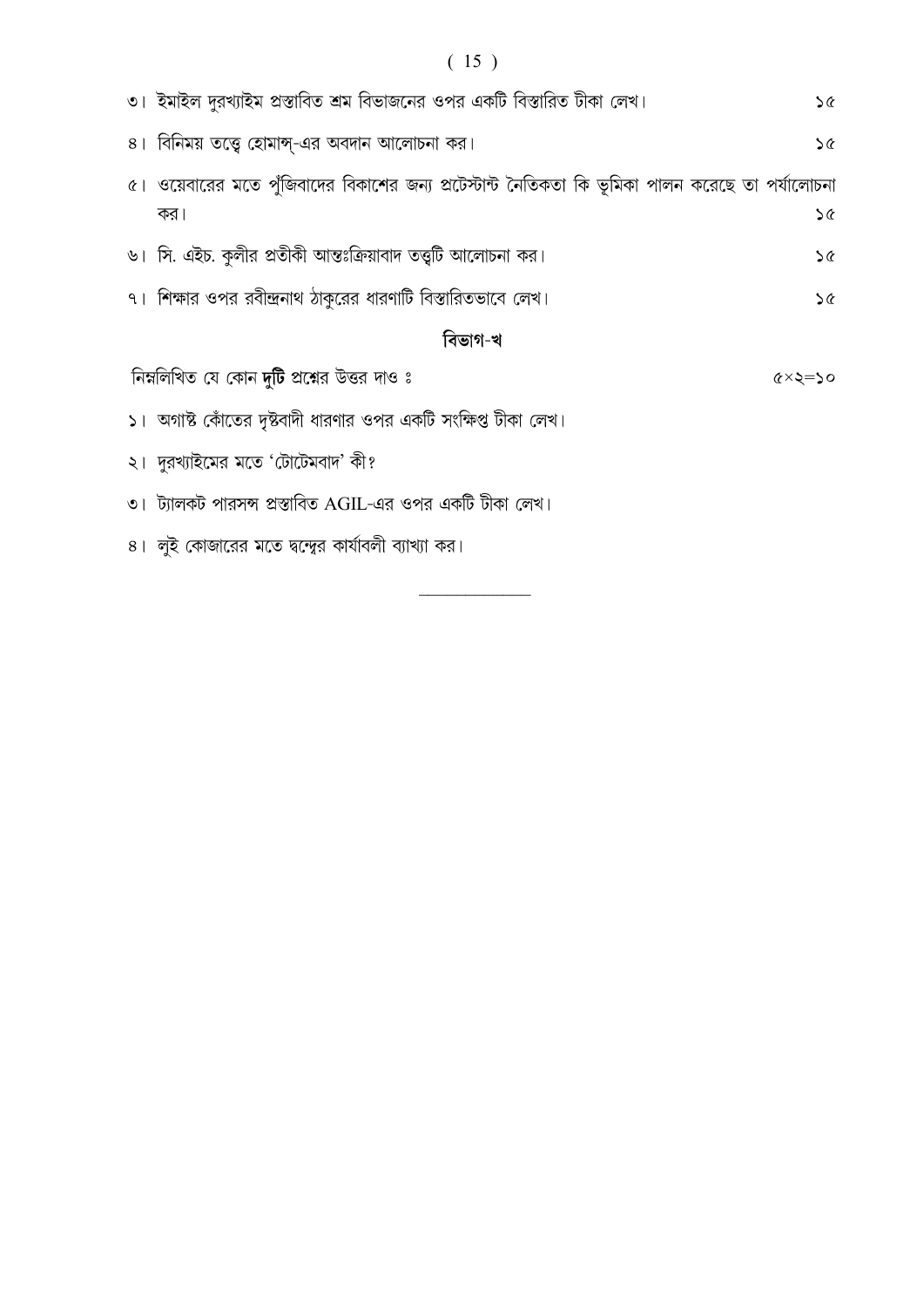৩। ইমাইল দুরখ্যাইম প্রস্তাবিত শ্রম বিভাজনের ওপর একটি বিস্তারিত টীকা লেখ। ১৫

৪। বিনিময় তত্ত্বে হোমান্স্-এর অবদান আলোচনা কর। ১৫

৫। ওয়েবারের মতে পুঁজিবাদের বিকাশের জন্য প্রটেস্টান্ট নৈতিকতা কি ভূমিকা পালন করেছে তা পর্যালোচনা কর। ১৫

৬। সি. এইচ. কুলীর প্রতীকী আন্তঃক্রিয়াবাদ তত্ত্বটি আলোচনা কর। ১৫

৭। শিক্ষার ওপর রবীন্দ্রনাথ ঠাকুরের ধারণাটি বিস্তারিতভাবে লেখ। ১৫

## বিভাগ-খ

নিম্নলিখিত যে কোন **দুটি** প্রশ্নের উত্তর দাও ঃ ৫×২=১০

১। অগাস্ট কোঁতের দৃষ্টবাদী ধারণার ওপর একটি সংক্ষিপ্ত টীকা লেখ।

২। দুরখ্যাইমের মতে 'টোটেমবাদ' কী?

৩। ট্যালকট পারসন্স প্রস্তাবিত AGIL-এর ওপর একটি টীকা লেখ।

৪। লুই কোজারের মতে দ্বন্দ্বের কার্যাবলী ব্যাখ্যা কর।